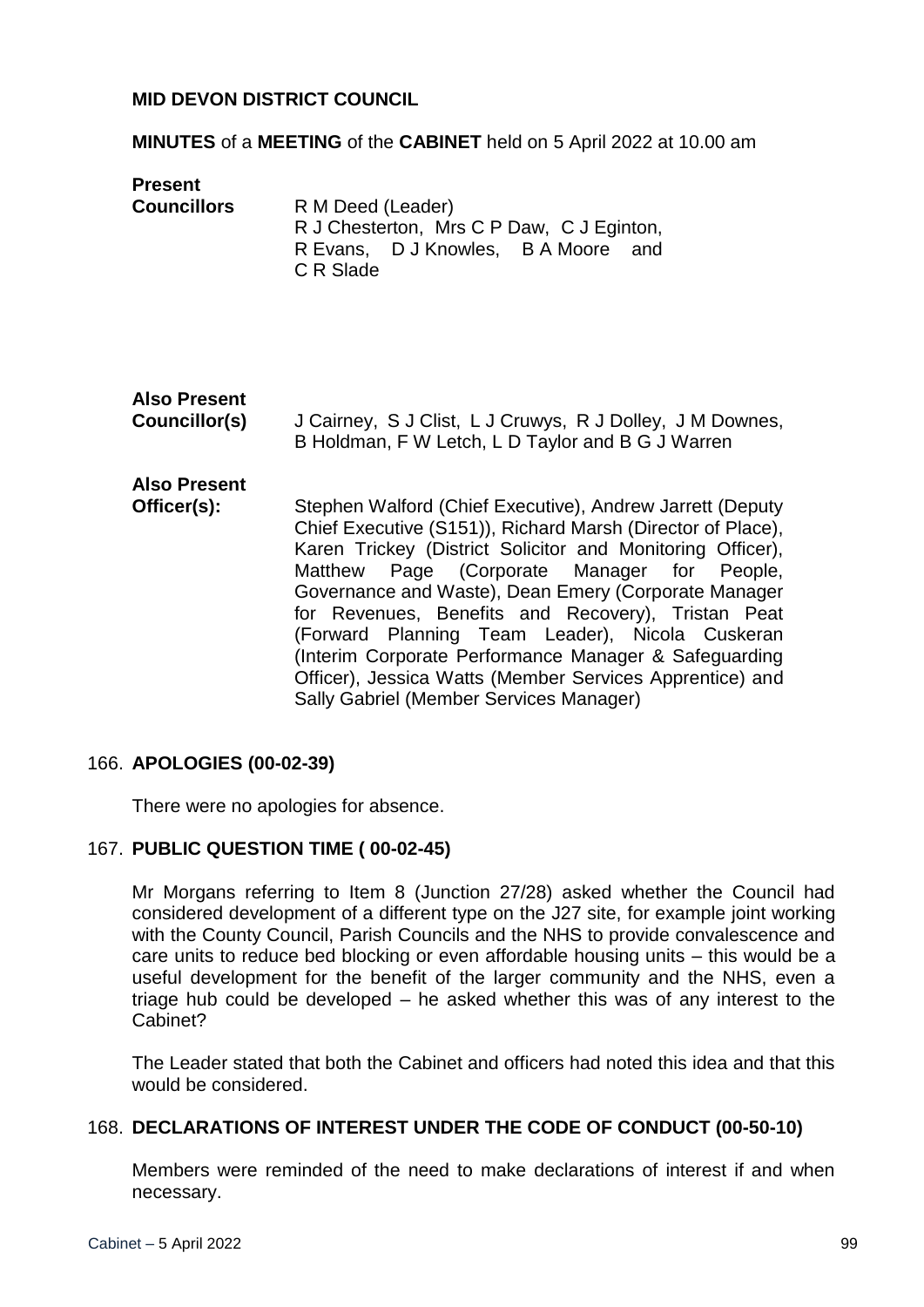**MID DEVON DISTRICT COUNCIL**

**MINUTES** of a **MEETING** of the **CABINET** held on 5 April 2022 at 10.00 am

**Present Councillors** R M Deed (Leader)
R J Chesterton, Mrs C P Daw, C J Eginton, R Evans, D J Knowles, B A Moore and C R Slade

**Also Present Councillor(s)** J Cairney, S J Clist, L J Cruwys, R J Dolley, J M Downes, B Holdman, F W Letch, L D Taylor and B G J Warren

**Also Present Officer(s):** Stephen Walford (Chief Executive), Andrew Jarrett (Deputy Chief Executive (S151)), Richard Marsh (Director of Place), Karen Trickey (District Solicitor and Monitoring Officer), Matthew Page (Corporate Manager for People, Governance and Waste), Dean Emery (Corporate Manager for Revenues, Benefits and Recovery), Tristan Peat (Forward Planning Team Leader), Nicola Cuskeran (Interim Corporate Performance Manager & Safeguarding Officer), Jessica Watts (Member Services Apprentice) and Sally Gabriel (Member Services Manager)

166. **APOLOGIES (00-02-39)**

There were no apologies for absence.

167. **PUBLIC QUESTION TIME ( 00-02-45)**

Mr Morgans referring to Item 8 (Junction 27/28) asked whether the Council had considered development of a different type on the J27 site, for example joint working with the County Council, Parish Councils and the NHS to provide convalescence and care units to reduce bed blocking or even affordable housing units – this would be a useful development for the benefit of the larger community and the NHS, even a triage hub could be developed – he asked whether this was of any interest to the Cabinet?

The Leader stated that both the Cabinet and officers had noted this idea and that this would be considered.

168. **DECLARATIONS OF INTEREST UNDER THE CODE OF CONDUCT (00-50-10)**

Members were reminded of the need to make declarations of interest if and when necessary.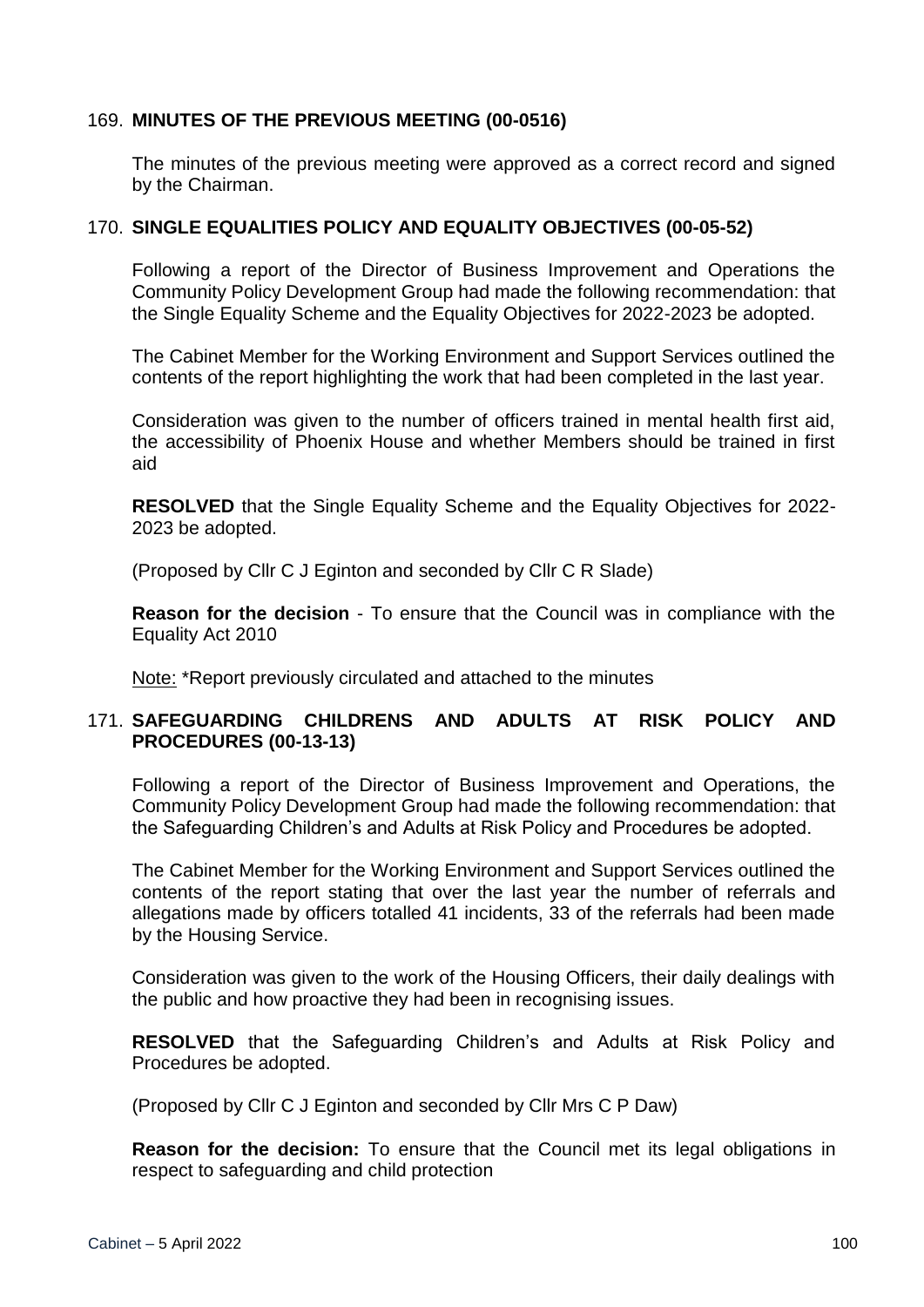### 169. MINUTES OF THE PREVIOUS MEETING (00-0516)

The minutes of the previous meeting were approved as a correct record and signed by the Chairman.

### 170. SINGLE EQUALITIES POLICY AND EQUALITY OBJECTIVES (00-05-52)

Following a report of the Director of Business Improvement and Operations the Community Policy Development Group had made the following recommendation: that the Single Equality Scheme and the Equality Objectives for 2022-2023 be adopted.

The Cabinet Member for the Working Environment and Support Services outlined the contents of the report highlighting the work that had been completed in the last year.

Consideration was given to the number of officers trained in mental health first aid, the accessibility of Phoenix House and whether Members should be trained in first aid

**RESOLVED** that the Single Equality Scheme and the Equality Objectives for 2022-2023 be adopted.

(Proposed by Cllr C J Eginton and seconded by Cllr C R Slade)

**Reason for the decision** - To ensure that the Council was in compliance with the Equality Act 2010

Note: *Report previously circulated and attached to the minutes

### 171. SAFEGUARDING CHILDRENS AND ADULTS AT RISK POLICY AND PROCEDURES (00-13-13)

Following a report of the Director of Business Improvement and Operations, the Community Policy Development Group had made the following recommendation: that the Safeguarding Children's and Adults at Risk Policy and Procedures be adopted.

The Cabinet Member for the Working Environment and Support Services outlined the contents of the report stating that over the last year the number of referrals and allegations made by officers totalled 41 incidents, 33 of the referrals had been made by the Housing Service.

Consideration was given to the work of the Housing Officers, their daily dealings with the public and how proactive they had been in recognising issues.

**RESOLVED** that the Safeguarding Children's and Adults at Risk Policy and Procedures be adopted.

(Proposed by Cllr C J Eginton and seconded by Cllr Mrs C P Daw)

**Reason for the decision:** To ensure that the Council met its legal obligations in respect to safeguarding and child protection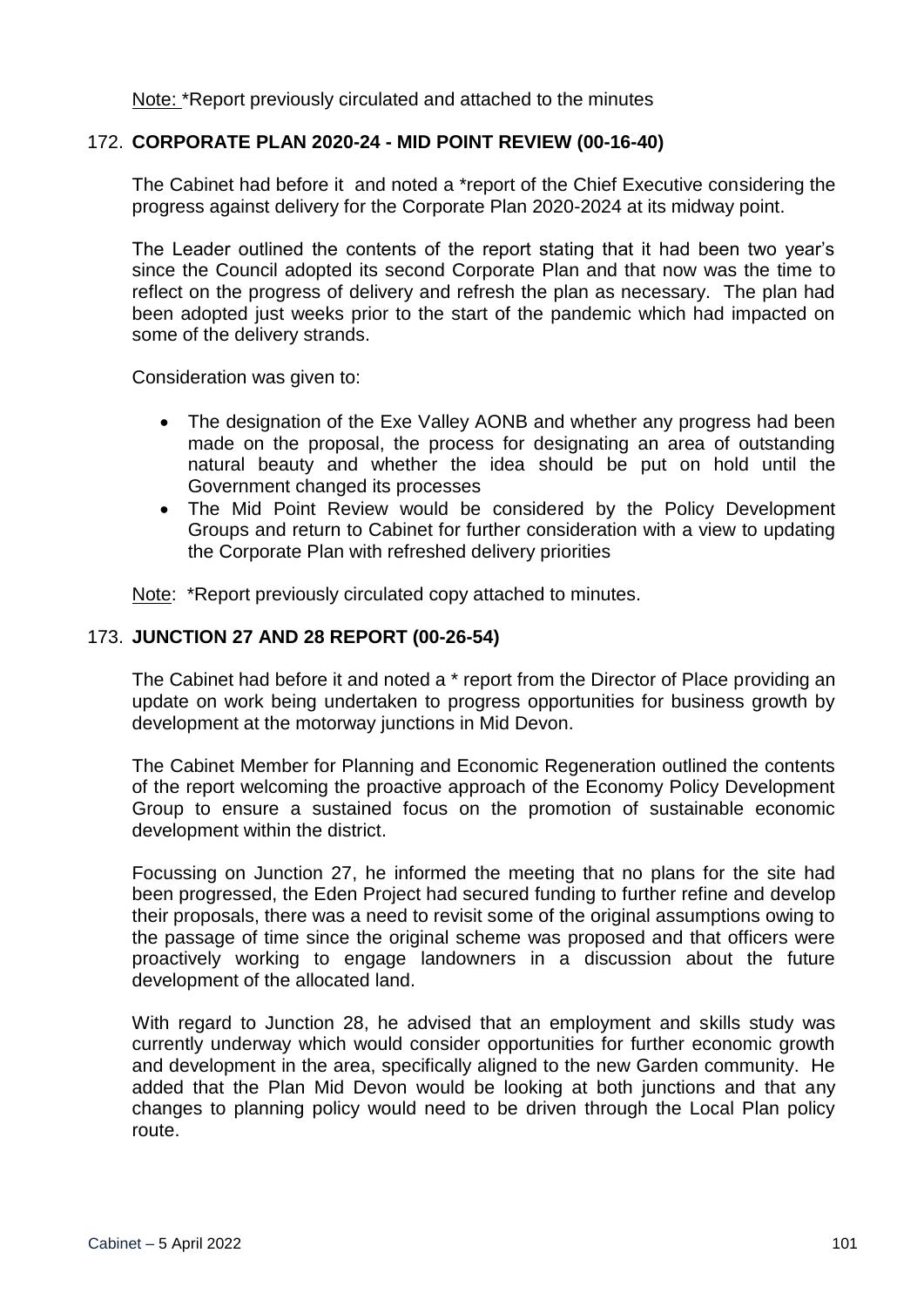Note: *Report previously circulated and attached to the minutes

## 172. **CORPORATE PLAN 2020-24 - MID POINT REVIEW (00-16-40)**

The Cabinet had before it and noted a *report of the Chief Executive considering the progress against delivery for the Corporate Plan 2020-2024 at its midway point.

The Leader outlined the contents of the report stating that it had been two year's since the Council adopted its second Corporate Plan and that now was the time to reflect on the progress of delivery and refresh the plan as necessary. The plan had been adopted just weeks prior to the start of the pandemic which had impacted on some of the delivery strands.

Consideration was given to:

- The designation of the Exe Valley AONB and whether any progress had been made on the proposal, the process for designating an area of outstanding natural beauty and whether the idea should be put on hold until the Government changed its processes
- The Mid Point Review would be considered by the Policy Development Groups and return to Cabinet for further consideration with a view to updating the Corporate Plan with refreshed delivery priorities

Note: *Report previously circulated copy attached to minutes.

## 173. **JUNCTION 27 AND 28 REPORT (00-26-54)**

The Cabinet had before it and noted a * report from the Director of Place providing an update on work being undertaken to progress opportunities for business growth by development at the motorway junctions in Mid Devon.

The Cabinet Member for Planning and Economic Regeneration outlined the contents of the report welcoming the proactive approach of the Economy Policy Development Group to ensure a sustained focus on the promotion of sustainable economic development within the district.

Focussing on Junction 27, he informed the meeting that no plans for the site had been progressed, the Eden Project had secured funding to further refine and develop their proposals, there was a need to revisit some of the original assumptions owing to the passage of time since the original scheme was proposed and that officers were proactively working to engage landowners in a discussion about the future development of the allocated land.

With regard to Junction 28, he advised that an employment and skills study was currently underway which would consider opportunities for further economic growth and development in the area, specifically aligned to the new Garden community. He added that the Plan Mid Devon would be looking at both junctions and that any changes to planning policy would need to be driven through the Local Plan policy route.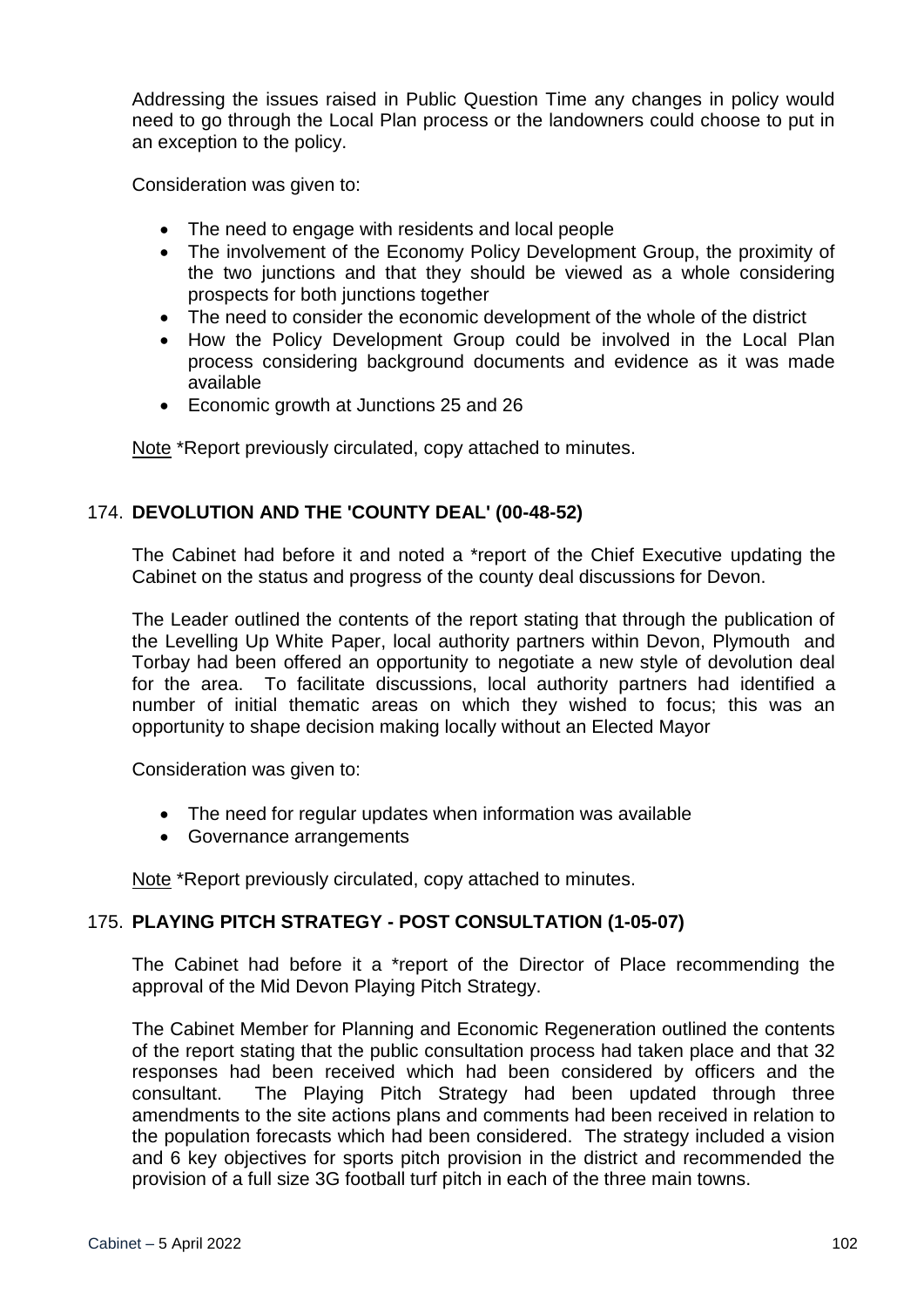Addressing the issues raised in Public Question Time any changes in policy would need to go through the Local Plan process or the landowners could choose to put in an exception to the policy.

Consideration was given to:

- The need to engage with residents and local people
- The involvement of the Economy Policy Development Group, the proximity of the two junctions and that they should be viewed as a whole considering prospects for both junctions together
- The need to consider the economic development of the whole of the district
- How the Policy Development Group could be involved in the Local Plan process considering background documents and evidence as it was made available
- Economic growth at Junctions 25 and 26

Note *Report previously circulated, copy attached to minutes.

## 174. DEVOLUTION AND THE 'COUNTY DEAL' (00-48-52)

The Cabinet had before it and noted a *report of the Chief Executive updating the Cabinet on the status and progress of the county deal discussions for Devon.

The Leader outlined the contents of the report stating that through the publication of the Levelling Up White Paper, local authority partners within Devon, Plymouth and Torbay had been offered an opportunity to negotiate a new style of devolution deal for the area. To facilitate discussions, local authority partners had identified a number of initial thematic areas on which they wished to focus; this was an opportunity to shape decision making locally without an Elected Mayor

Consideration was given to:

- The need for regular updates when information was available
- Governance arrangements

Note *Report previously circulated, copy attached to minutes.

## 175. PLAYING PITCH STRATEGY - POST CONSULTATION (1-05-07)

The Cabinet had before it a *report of the Director of Place recommending the approval of the Mid Devon Playing Pitch Strategy.

The Cabinet Member for Planning and Economic Regeneration outlined the contents of the report stating that the public consultation process had taken place and that 32 responses had been received which had been considered by officers and the consultant. The Playing Pitch Strategy had been updated through three amendments to the site actions plans and comments had been received in relation to the population forecasts which had been considered. The strategy included a vision and 6 key objectives for sports pitch provision in the district and recommended the provision of a full size 3G football turf pitch in each of the three main towns.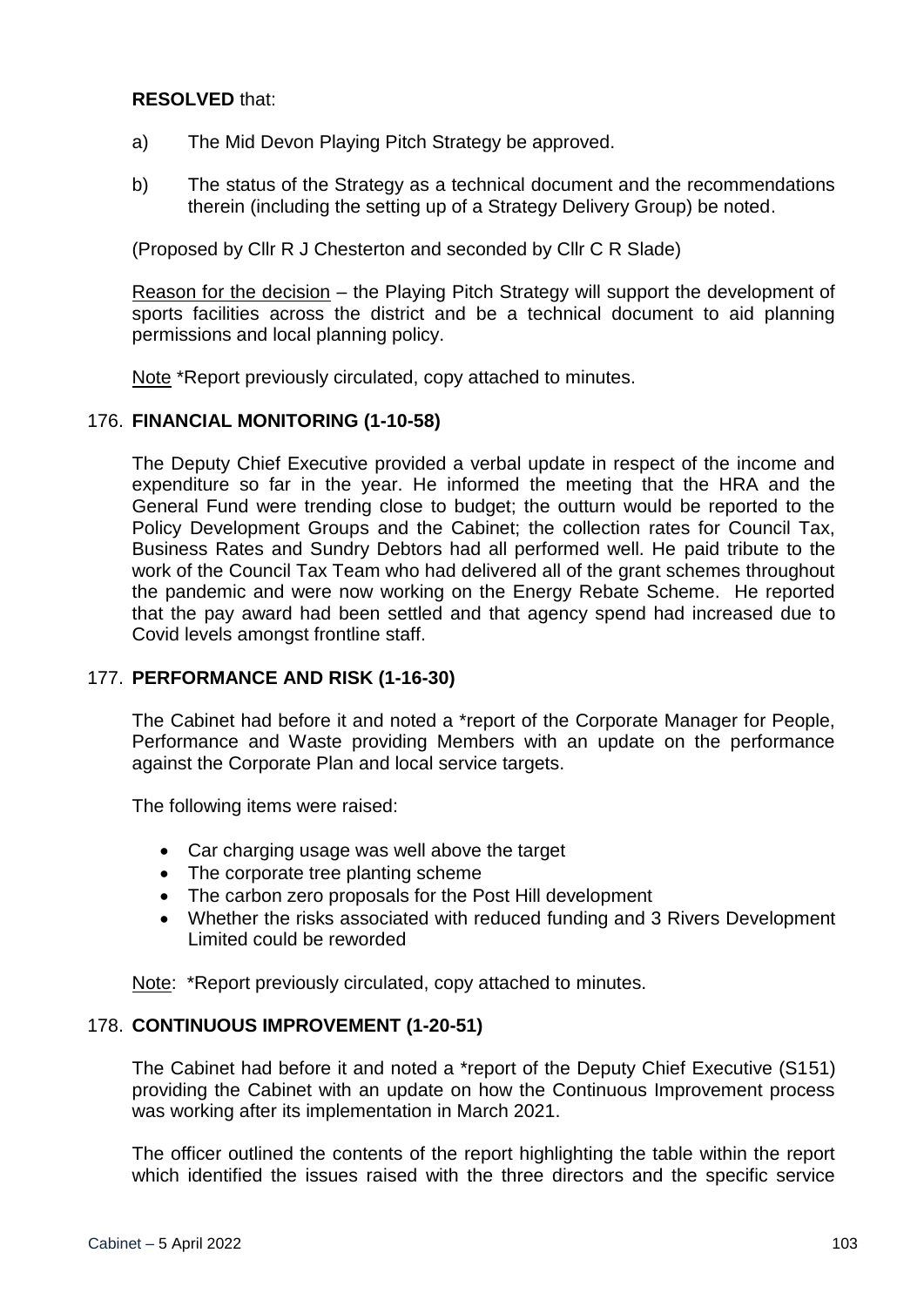**RESOLVED** that:

a) The Mid Devon Playing Pitch Strategy be approved.

b) The status of the Strategy as a technical document and the recommendations therein (including the setting up of a Strategy Delivery Group) be noted.

(Proposed by Cllr R J Chesterton and seconded by Cllr C R Slade)

Reason for the decision – the Playing Pitch Strategy will support the development of sports facilities across the district and be a technical document to aid planning permissions and local planning policy.

Note *Report previously circulated, copy attached to minutes.

## 176. FINANCIAL MONITORING (1-10-58)

The Deputy Chief Executive provided a verbal update in respect of the income and expenditure so far in the year. He informed the meeting that the HRA and the General Fund were trending close to budget; the outturn would be reported to the Policy Development Groups and the Cabinet; the collection rates for Council Tax, Business Rates and Sundry Debtors had all performed well. He paid tribute to the work of the Council Tax Team who had delivered all of the grant schemes throughout the pandemic and were now working on the Energy Rebate Scheme. He reported that the pay award had been settled and that agency spend had increased due to Covid levels amongst frontline staff.

## 177. PERFORMANCE AND RISK (1-16-30)

The Cabinet had before it and noted a *report of the Corporate Manager for People, Performance and Waste providing Members with an update on the performance against the Corporate Plan and local service targets.

The following items were raised:

- Car charging usage was well above the target
- The corporate tree planting scheme
- The carbon zero proposals for the Post Hill development
- Whether the risks associated with reduced funding and 3 Rivers Development Limited could be reworded

Note: *Report previously circulated, copy attached to minutes.

## 178. CONTINUOUS IMPROVEMENT (1-20-51)

The Cabinet had before it and noted a *report of the Deputy Chief Executive (S151) providing the Cabinet with an update on how the Continuous Improvement process was working after its implementation in March 2021.

The officer outlined the contents of the report highlighting the table within the report which identified the issues raised with the three directors and the specific service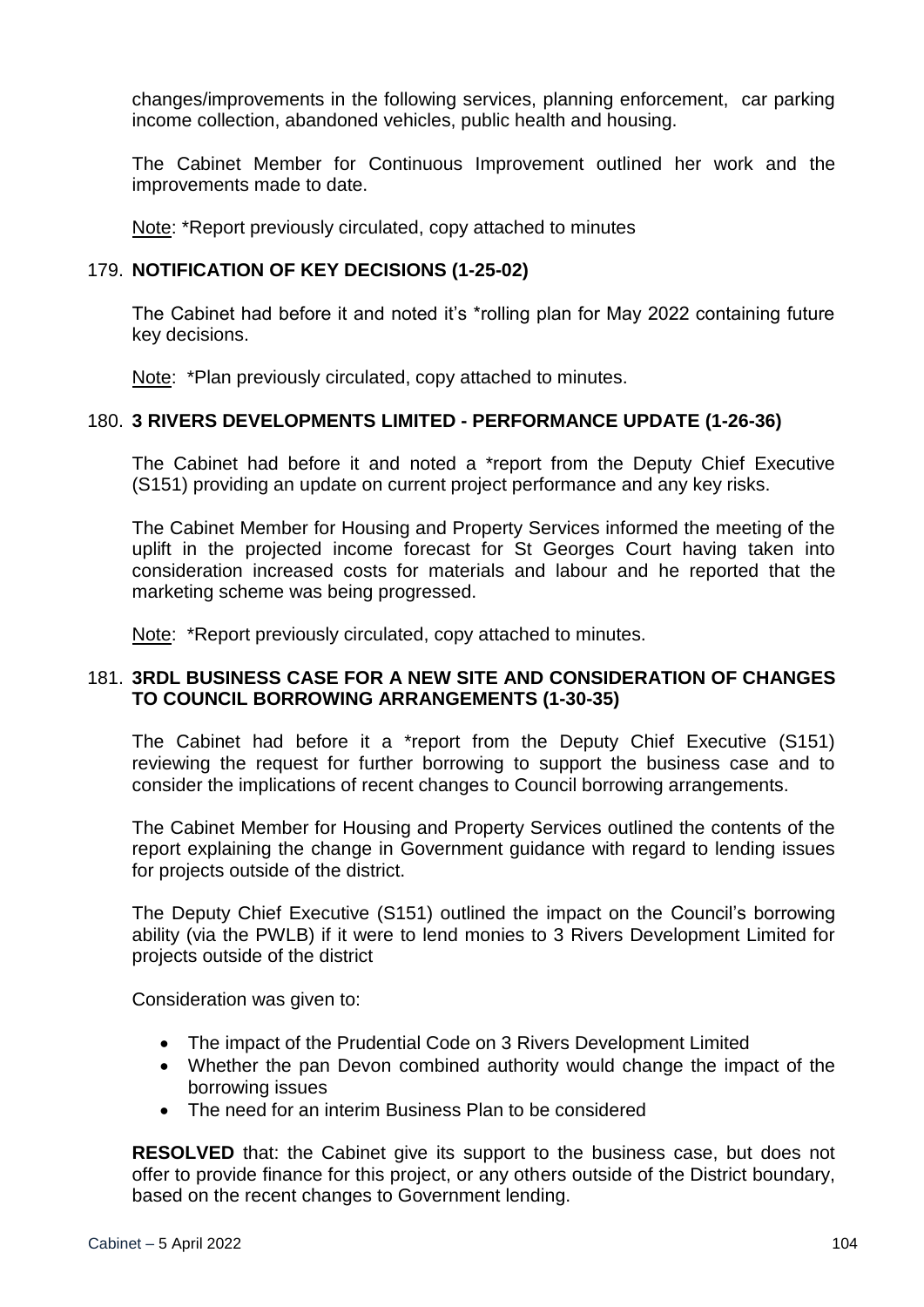changes/improvements in the following services, planning enforcement, car parking income collection, abandoned vehicles, public health and housing.

The Cabinet Member for Continuous Improvement outlined her work and the improvements made to date.

Note: *Report previously circulated, copy attached to minutes

## 179. NOTIFICATION OF KEY DECISIONS (1-25-02)

The Cabinet had before it and noted it's *rolling plan for May 2022 containing future key decisions.

Note: *Plan previously circulated, copy attached to minutes.

## 180. 3 RIVERS DEVELOPMENTS LIMITED - PERFORMANCE UPDATE (1-26-36)

The Cabinet had before it and noted a *report from the Deputy Chief Executive (S151) providing an update on current project performance and any key risks.

The Cabinet Member for Housing and Property Services informed the meeting of the uplift in the projected income forecast for St Georges Court having taken into consideration increased costs for materials and labour and he reported that the marketing scheme was being progressed.

Note: *Report previously circulated, copy attached to minutes.

## 181. 3RDL BUSINESS CASE FOR A NEW SITE AND CONSIDERATION OF CHANGES TO COUNCIL BORROWING ARRANGEMENTS (1-30-35)

The Cabinet had before it a *report from the Deputy Chief Executive (S151) reviewing the request for further borrowing to support the business case and to consider the implications of recent changes to Council borrowing arrangements.

The Cabinet Member for Housing and Property Services outlined the contents of the report explaining the change in Government guidance with regard to lending issues for projects outside of the district.

The Deputy Chief Executive (S151) outlined the impact on the Council's borrowing ability (via the PWLB) if it were to lend monies to 3 Rivers Development Limited for projects outside of the district

Consideration was given to:

- The impact of the Prudential Code on 3 Rivers Development Limited
- Whether the pan Devon combined authority would change the impact of the borrowing issues
- The need for an interim Business Plan to be considered

**RESOLVED** that: the Cabinet give its support to the business case, but does not offer to provide finance for this project, or any others outside of the District boundary, based on the recent changes to Government lending.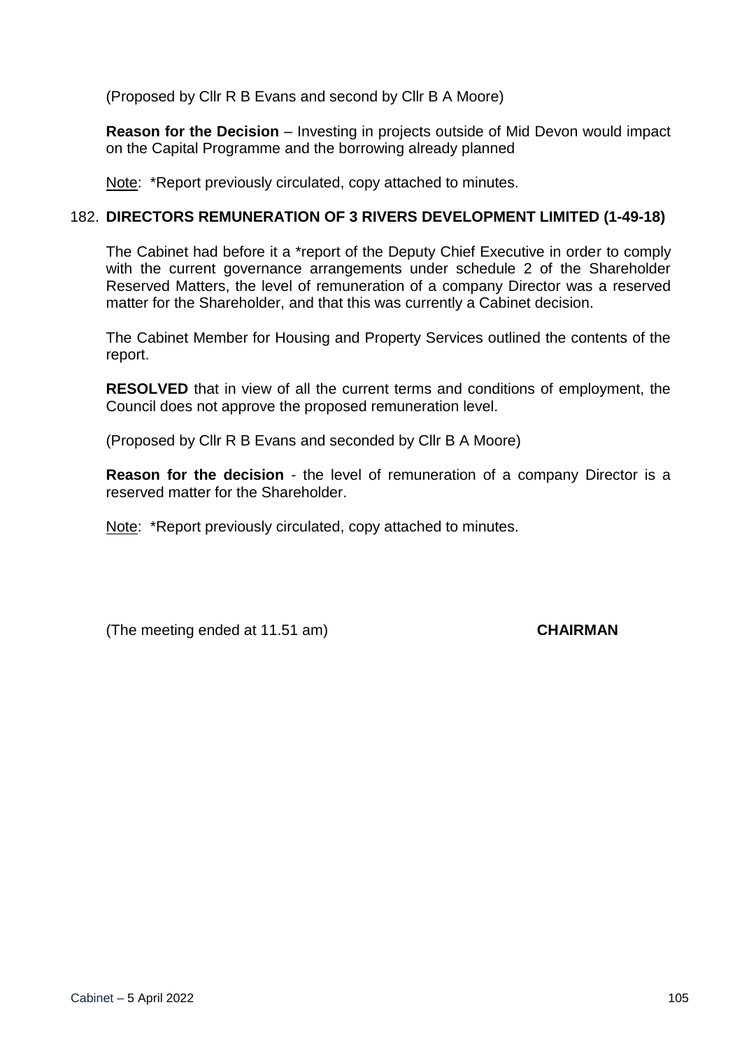(Proposed by Cllr R B Evans and second by Cllr B A Moore)

**Reason for the Decision** – Investing in projects outside of Mid Devon would impact on the Capital Programme and the borrowing already planned

Note: *Report previously circulated, copy attached to minutes.

## 182. DIRECTORS REMUNERATION OF 3 RIVERS DEVELOPMENT LIMITED (1-49-18)

The Cabinet had before it a *report of the Deputy Chief Executive in order to comply with the current governance arrangements under schedule 2 of the Shareholder Reserved Matters, the level of remuneration of a company Director was a reserved matter for the Shareholder, and that this was currently a Cabinet decision.

The Cabinet Member for Housing and Property Services outlined the contents of the report.

**RESOLVED** that in view of all the current terms and conditions of employment, the Council does not approve the proposed remuneration level.

(Proposed by Cllr R B Evans and seconded by Cllr B A Moore)

**Reason for the decision** - the level of remuneration of a company Director is a reserved matter for the Shareholder.

Note: *Report previously circulated, copy attached to minutes.

(The meeting ended at 11.51 am) **CHAIRMAN**